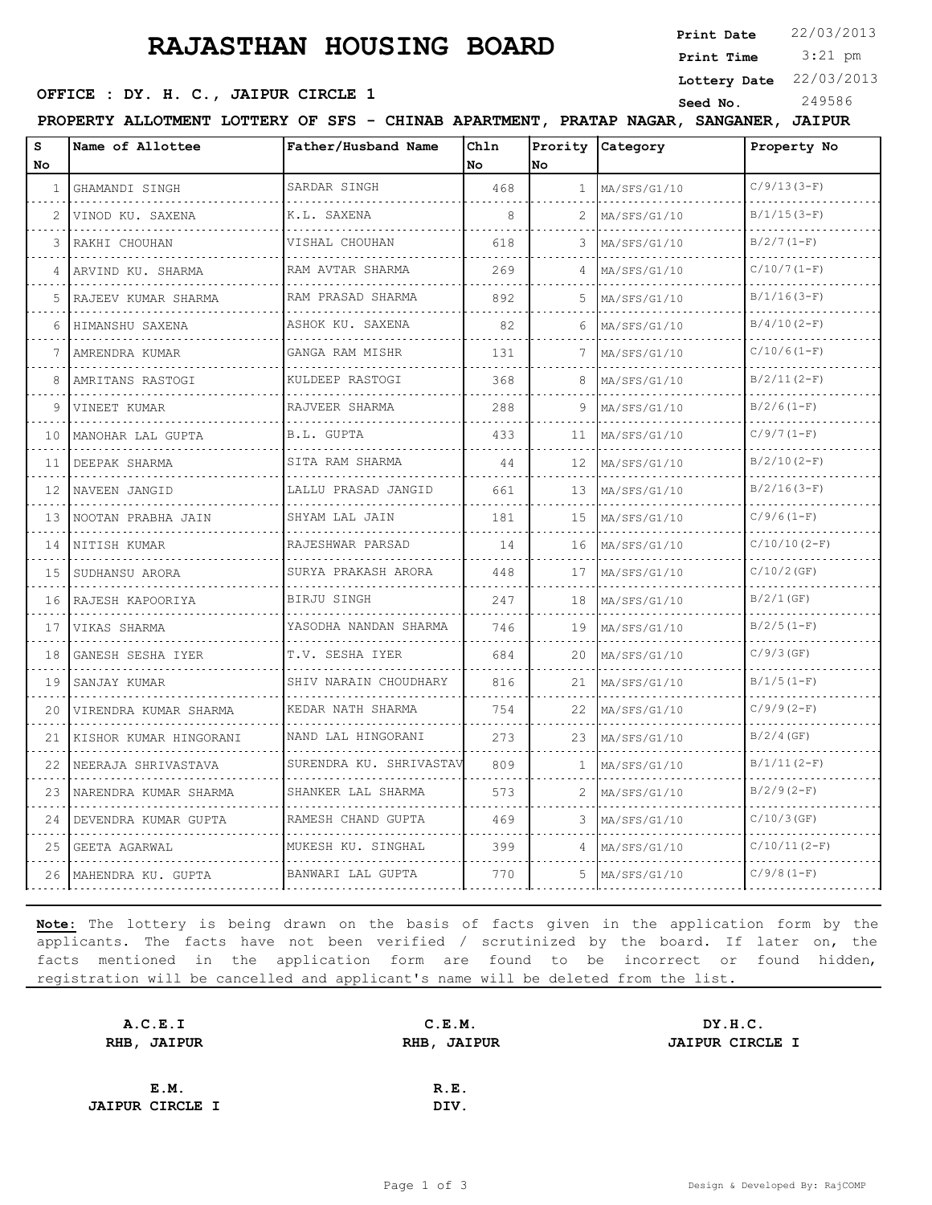# RAJASTHAN HOUSING BOARD

**Print Date** 22/03/2013
**Print Time** 3:21 pm
**Lottery Date** 22/03/2013
**Seed No.** 249586

**OFFICE : DY. H. C., JAIPUR CIRCLE 1**

**PROPERTY ALLOTMENT LOTTERY OF SFS - CHINAB APARTMENT, PRATAP NAGAR, SANGANER, JAIPUR**

| S No | Name of Allottee | Father/Husband Name | Chln No | Prority No | Category | Property No |
|---|---|---|---|---|---|---|
| 1 | GHAMANDI SINGH | SARDAR SINGH | 468 | 1 | MA/SFS/G1/10 | C/9/13(3-F) |
| 2 | VINOD KU. SAXENA | K.L. SAXENA | 8 | 2 | MA/SFS/G1/10 | B/1/15(3-F) |
| 3 | RAKHI CHOUHAN | VISHAL CHOUHAN | 618 | 3 | MA/SFS/G1/10 | B/2/7(1-F) |
| 4 | ARVIND KU. SHARMA | RAM AVTAR SHARMA | 269 | 4 | MA/SFS/G1/10 | C/10/7(1-F) |
| 5 | RAJEEV KUMAR SHARMA | RAM PRASAD SHARMA | 892 | 5 | MA/SFS/G1/10 | B/1/16(3-F) |
| 6 | HIMANSHU SAXENA | ASHOK KU. SAXENA | 82 | 6 | MA/SFS/G1/10 | B/4/10(2-F) |
| 7 | AMRENDRA KUMAR | GANGA RAM MISHR | 131 | 7 | MA/SFS/G1/10 | C/10/6(1-F) |
| 8 | AMRITANS RASTOGI | KULDEEP RASTOGI | 368 | 8 | MA/SFS/G1/10 | B/2/11(2-F) |
| 9 | VINEET KUMAR | RAJVEER SHARMA | 288 | 9 | MA/SFS/G1/10 | B/2/6(1-F) |
| 10 | MANOHAR LAL GUPTA | B.L. GUPTA | 433 | 11 | MA/SFS/G1/10 | C/9/7(1-F) |
| 11 | DEEPAK SHARMA | SITA RAM SHARMA | 44 | 12 | MA/SFS/G1/10 | B/2/10(2-F) |
| 12 | NAVEEN JANGID | LALLU PRASAD JANGID | 661 | 13 | MA/SFS/G1/10 | B/2/16(3-F) |
| 13 | NOOTAN PRABHA JAIN | SHYAM LAL JAIN | 181 | 15 | MA/SFS/G1/10 | C/9/6(1-F) |
| 14 | NITISH KUMAR | RAJESHWAR PARSAD | 14 | 16 | MA/SFS/G1/10 | C/10/10(2-F) |
| 15 | SUDHANSU ARORA | SURYA PRAKASH ARORA | 448 | 17 | MA/SFS/G1/10 | C/10/2(GF) |
| 16 | RAJESH KAPOORIYA | BIRJU SINGH | 247 | 18 | MA/SFS/G1/10 | B/2/1(GF) |
| 17 | VIKAS SHARMA | YASODHA NANDAN SHARMA | 746 | 19 | MA/SFS/G1/10 | B/2/5(1-F) |
| 18 | GANESH SESHA IYER | T.V. SESHA IYER | 684 | 20 | MA/SFS/G1/10 | C/9/3(GF) |
| 19 | SANJAY KUMAR | SHIV NARAIN CHOUDHARY | 816 | 21 | MA/SFS/G1/10 | B/1/5(1-F) |
| 20 | VIRENDRA KUMAR SHARMA | KEDAR NATH SHARMA | 754 | 22 | MA/SFS/G1/10 | C/9/9(2-F) |
| 21 | KISHOR KUMAR HINGORANI | NAND LAL HINGORANI | 273 | 23 | MA/SFS/G1/10 | B/2/4(GF) |
| 22 | NEERAJA SHRIVASTAVA | SURENDRA KU. SHRIVASTAV | 809 | 1 | MA/SFS/G1/10 | B/1/11(2-F) |
| 23 | NARENDRA KUMAR SHARMA | SHANKER LAL SHARMA | 573 | 2 | MA/SFS/G1/10 | B/2/9(2-F) |
| 24 | DEVENDRA KUMAR GUPTA | RAMESH CHAND GUPTA | 469 | 3 | MA/SFS/G1/10 | C/10/3(GF) |
| 25 | GEETA AGARWAL | MUKESH KU. SINGHAL | 399 | 4 | MA/SFS/G1/10 | C/10/11(2-F) |
| 26 | MAHENDRA KU. GUPTA | BANWARI LAL GUPTA | 770 | 5 | MA/SFS/G1/10 | C/9/8(1-F) |

**Note:** The lottery is being drawn on the basis of facts given in the application form by the applicants. The facts have not been verified / scrutinized by the board. If later on, the facts mentioned in the application form are found to be incorrect or found hidden, registration will be cancelled and applicant's name will be deleted from the list.

| | | |
|---|---|---|
| **A.C.E.I**<br>**RHB, JAIPUR** | **C.E.M.**<br>**RHB, JAIPUR** | **DY.H.C.**<br>**JAIPUR CIRCLE I** |
| **E.M.**<br>**JAIPUR CIRCLE I** | **R.E.**<br>**DIV.** | |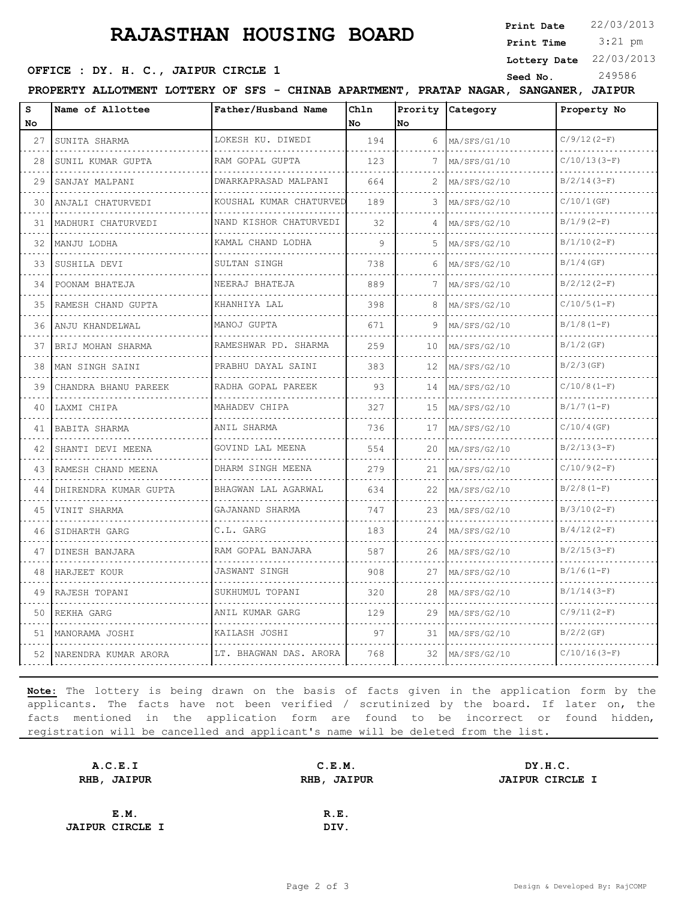# RAJASTHAN HOUSING BOARD

**Print Date** 22/03/2013
**Print Time** 3:21 pm
**Lottery Date** 22/03/2013
**Seed No.** 249586

**OFFICE : DY. H. C., JAIPUR CIRCLE 1**

**PROPERTY ALLOTMENT LOTTERY OF SFS - CHINAB APARTMENT, PRATAP NAGAR, SANGANER, JAIPUR**

| S No | Name of Allottee | Father/Husband Name | Chln No | Prority No | Category | Property No |
|---|---|---|---|---|---|---|
| 27 | SUNITA SHARMA | LOKESH KU. DIWEDI | 194 | 6 | MA/SFS/G1/10 | C/9/12(2-F) |
| 28 | SUNIL KUMAR GUPTA | RAM GOPAL GUPTA | 123 | 7 | MA/SFS/G1/10 | C/10/13(3-F) |
| 29 | SANJAY MALPANI | DWARKAPRASAD MALPANI | 664 | 2 | MA/SFS/G2/10 | B/2/14(3-F) |
| 30 | ANJALI CHATURVEDI | KOUSHAL KUMAR CHATURVED | 189 | 3 | MA/SFS/G2/10 | C/10/1(GF) |
| 31 | MADHURI CHATURVEDI | NAND KISHOR CHATURVEDI | 32 | 4 | MA/SFS/G2/10 | B/1/9(2-F) |
| 32 | MANJU LODHA | KAMAL CHAND LODHA | 9 | 5 | MA/SFS/G2/10 | B/1/10(2-F) |
| 33 | SUSHILA DEVI | SULTAN SINGH | 738 | 6 | MA/SFS/G2/10 | B/1/4(GF) |
| 34 | POONAM BHATEJA | NEERAJ BHATEJA | 889 | 7 | MA/SFS/G2/10 | B/2/12(2-F) |
| 35 | RAMESH CHAND GUPTA | KHANHIYA LAL | 398 | 8 | MA/SFS/G2/10 | C/10/5(1-F) |
| 36 | ANJU KHANDELWAL | MANOJ GUPTA | 671 | 9 | MA/SFS/G2/10 | B/1/8(1-F) |
| 37 | BRIJ MOHAN SHARMA | RAMESHWAR PD. SHARMA | 259 | 10 | MA/SFS/G2/10 | B/1/2(GF) |
| 38 | MAN SINGH SAINI | PRABHU DAYAL SAINI | 383 | 12 | MA/SFS/G2/10 | B/2/3(GF) |
| 39 | CHANDRA BHANU PAREEK | RADHA GOPAL PAREEK | 93 | 14 | MA/SFS/G2/10 | C/10/8(1-F) |
| 40 | LAXMI CHIPA | MAHADEV CHIPA | 327 | 15 | MA/SFS/G2/10 | B/1/7(1-F) |
| 41 | BABITA SHARMA | ANIL SHARMA | 736 | 17 | MA/SFS/G2/10 | C/10/4(GF) |
| 42 | SHANTI DEVI MEENA | GOVIND LAL MEENA | 554 | 20 | MA/SFS/G2/10 | B/2/13(3-F) |
| 43 | RAMESH CHAND MEENA | DHARM SINGH MEENA | 279 | 21 | MA/SFS/G2/10 | C/10/9(2-F) |
| 44 | DHIRENDRA KUMAR GUPTA | BHAGWAN LAL AGARWAL | 634 | 22 | MA/SFS/G2/10 | B/2/8(1-F) |
| 45 | VINIT SHARMA | GAJANAND SHARMA | 747 | 23 | MA/SFS/G2/10 | B/3/10(2-F) |
| 46 | SIDHARTH GARG | C.L. GARG | 183 | 24 | MA/SFS/G2/10 | B/4/12(2-F) |
| 47 | DINESH BANJARA | RAM GOPAL BANJARA | 587 | 26 | MA/SFS/G2/10 | B/2/15(3-F) |
| 48 | HARJEET KOUR | JASWANT SINGH | 908 | 27 | MA/SFS/G2/10 | B/1/6(1-F) |
| 49 | RAJESH TOPANI | SUKHUMUL TOPANI | 320 | 28 | MA/SFS/G2/10 | B/1/14(3-F) |
| 50 | REKHA GARG | ANIL KUMAR GARG | 129 | 29 | MA/SFS/G2/10 | C/9/11(2-F) |
| 51 | MANORAMA JOSHI | KAILASH JOSHI | 97 | 31 | MA/SFS/G2/10 | B/2/2(GF) |
| 52 | NARENDRA KUMAR ARORA | LT. BHAGWAN DAS. ARORA | 768 | 32 | MA/SFS/G2/10 | C/10/16(3-F) |

**Note:** The lottery is being drawn on the basis of facts given in the application form by the applicants. The facts have not been verified / scrutinized by the board. If later on, the facts mentioned in the application form are found to be incorrect or found hidden, registration will be cancelled and applicant's name will be deleted from the list.

| | | |
|---|---|---|
| **A.C.E.I**<br>**RHB, JAIPUR** | **C.E.M.**<br>**RHB, JAIPUR** | **DY.H.C.**<br>**JAIPUR CIRCLE I** |
| **E.M.**<br>**JAIPUR CIRCLE I** | **R.E.**<br>**DIV.** | |

Design & Developed By: RajCOMP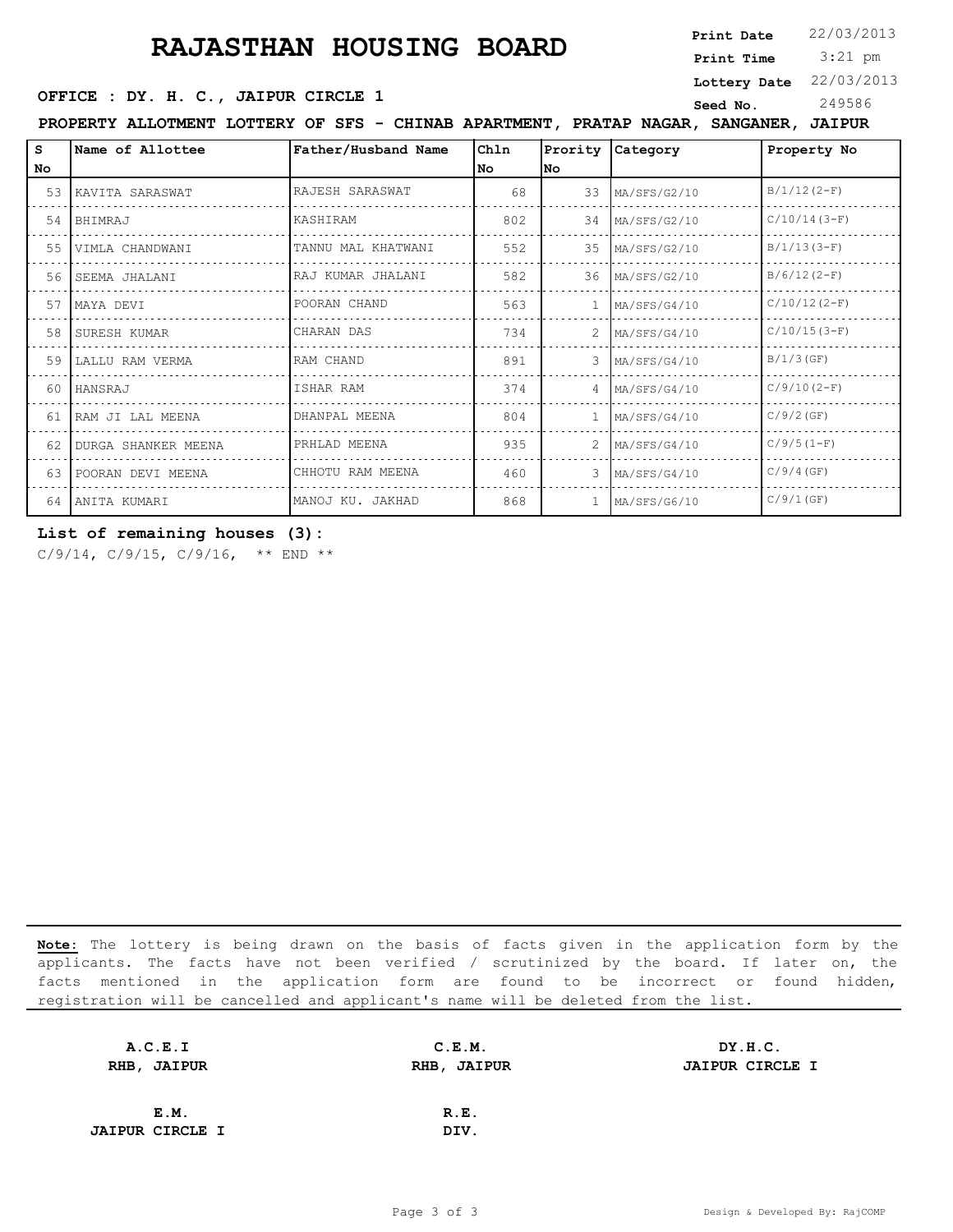# RAJASTHAN HOUSING BOARD

**Print Date** 22/03/2013
**Print Time** 3:21 pm
**Lottery Date** 22/03/2013
**Seed No.** 249586

**OFFICE : DY. H. C., JAIPUR CIRCLE 1**

**PROPERTY ALLOTMENT LOTTERY OF SFS - CHINAB APARTMENT, PRATAP NAGAR, SANGANER, JAIPUR**

| S No | Name of Allottee | Father/Husband Name | Chln No | Prority No | Category | Property No |
|---|---|---|---|---|---|---|
| 53 | KAVITA SARASWAT | RAJESH SARASWAT | 68 | 33 | MA/SFS/G2/10 | B/1/12(2-F) |
| 54 | BHIMRAJ | KASHIRAM | 802 | 34 | MA/SFS/G2/10 | C/10/14(3-F) |
| 55 | VIMLA CHANDWANI | TANNU MAL KHATWANI | 552 | 35 | MA/SFS/G2/10 | B/1/13(3-F) |
| 56 | SEEMA JHALANI | RAJ KUMAR JHALANI | 582 | 36 | MA/SFS/G2/10 | B/6/12(2-F) |
| 57 | MAYA DEVI | POORAN CHAND | 563 | 1 | MA/SFS/G4/10 | C/10/12(2-F) |
| 58 | SURESH KUMAR | CHARAN DAS | 734 | 2 | MA/SFS/G4/10 | C/10/15(3-F) |
| 59 | LALLU RAM VERMA | RAM CHAND | 891 | 3 | MA/SFS/G4/10 | B/1/3(GF) |
| 60 | HANSRAJ | ISHAR RAM | 374 | 4 | MA/SFS/G4/10 | C/9/10(2-F) |
| 61 | RAM JI LAL MEENA | DHANPAL MEENA | 804 | 1 | MA/SFS/G4/10 | C/9/2(GF) |
| 62 | DURGA SHANKER MEENA | PRHLAD MEENA | 935 | 2 | MA/SFS/G4/10 | C/9/5(1-F) |
| 63 | POORAN DEVI MEENA | CHHOTU RAM MEENA | 460 | 3 | MA/SFS/G4/10 | C/9/4(GF) |
| 64 | ANITA KUMARI | MANOJ KU. JAKHAD | 868 | 1 | MA/SFS/G6/10 | C/9/1(GF) |

**List of remaining houses (3):**

C/9/14, C/9/15, C/9/16, ** END **

**Note:** The lottery is being drawn on the basis of facts given in the application form by the applicants. The facts have not been verified / scrutinized by the board. If later on, the facts mentioned in the application form are found to be incorrect or found hidden, registration will be cancelled and applicant's name will be deleted from the list.

**A.C.E.I**
**RHB, JAIPUR**

**C.E.M.**
**RHB, JAIPUR**

**DY.H.C.**
**JAIPUR CIRCLE I**

**E.M.**
**JAIPUR CIRCLE I**

**R.E.**
**DIV.**

Design & Developed By: RajCOMP